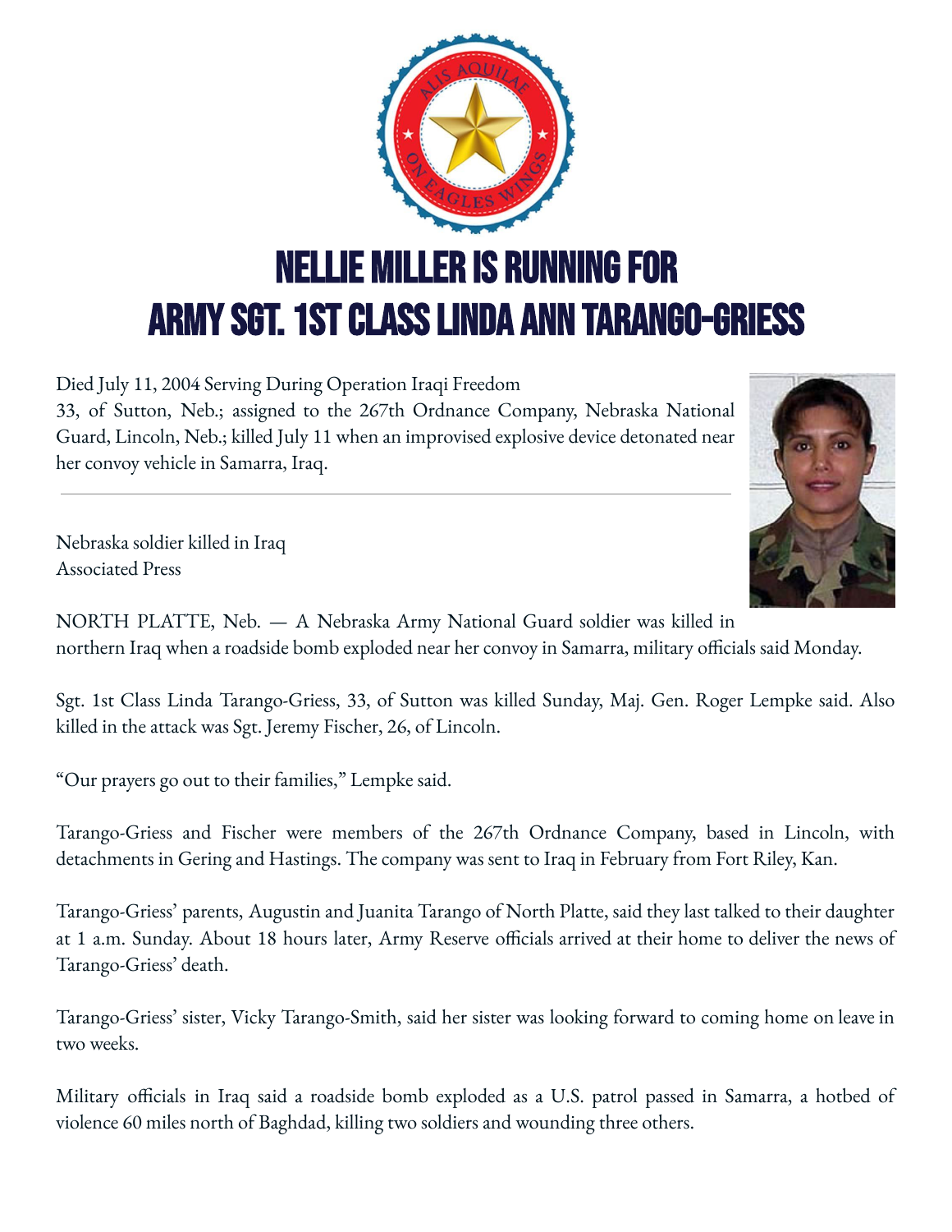# NELLIE MILLER IS RUNNING FOR
# ARMY SGT. 1ST CLASS LINDA ANN TARANGO-GRIESS

Died July 11, 2004 Serving During Operation Iraqi Freedom
33, of Sutton, Neb.; assigned to the 267th Ordnance Company, Nebraska National Guard, Lincoln, Neb.; killed July 11 when an improvised explosive device detonated near her convoy vehicle in Samarra, Iraq.

---

Nebraska soldier killed in Iraq
Associated Press

NORTH PLATTE, Neb. — A Nebraska Army National Guard soldier was killed in northern Iraq when a roadside bomb exploded near her convoy in Samarra, military officials said Monday.

Sgt. 1st Class Linda Tarango-Griess, 33, of Sutton was killed Sunday, Maj. Gen. Roger Lempke said. Also killed in the attack was Sgt. Jeremy Fischer, 26, of Lincoln.

"Our prayers go out to their families," Lempke said.

Tarango-Griess and Fischer were members of the 267th Ordnance Company, based in Lincoln, with detachments in Gering and Hastings. The company was sent to Iraq in February from Fort Riley, Kan.

Tarango-Griess' parents, Augustin and Juanita Tarango of North Platte, said they last talked to their daughter at 1 a.m. Sunday. About 18 hours later, Army Reserve officials arrived at their home to deliver the news of Tarango-Griess' death.

Tarango-Griess' sister, Vicky Tarango-Smith, said her sister was looking forward to coming home on leave in two weeks.

Military officials in Iraq said a roadside bomb exploded as a U.S. patrol passed in Samarra, a hotbed of violence 60 miles north of Baghdad, killing two soldiers and wounding three others.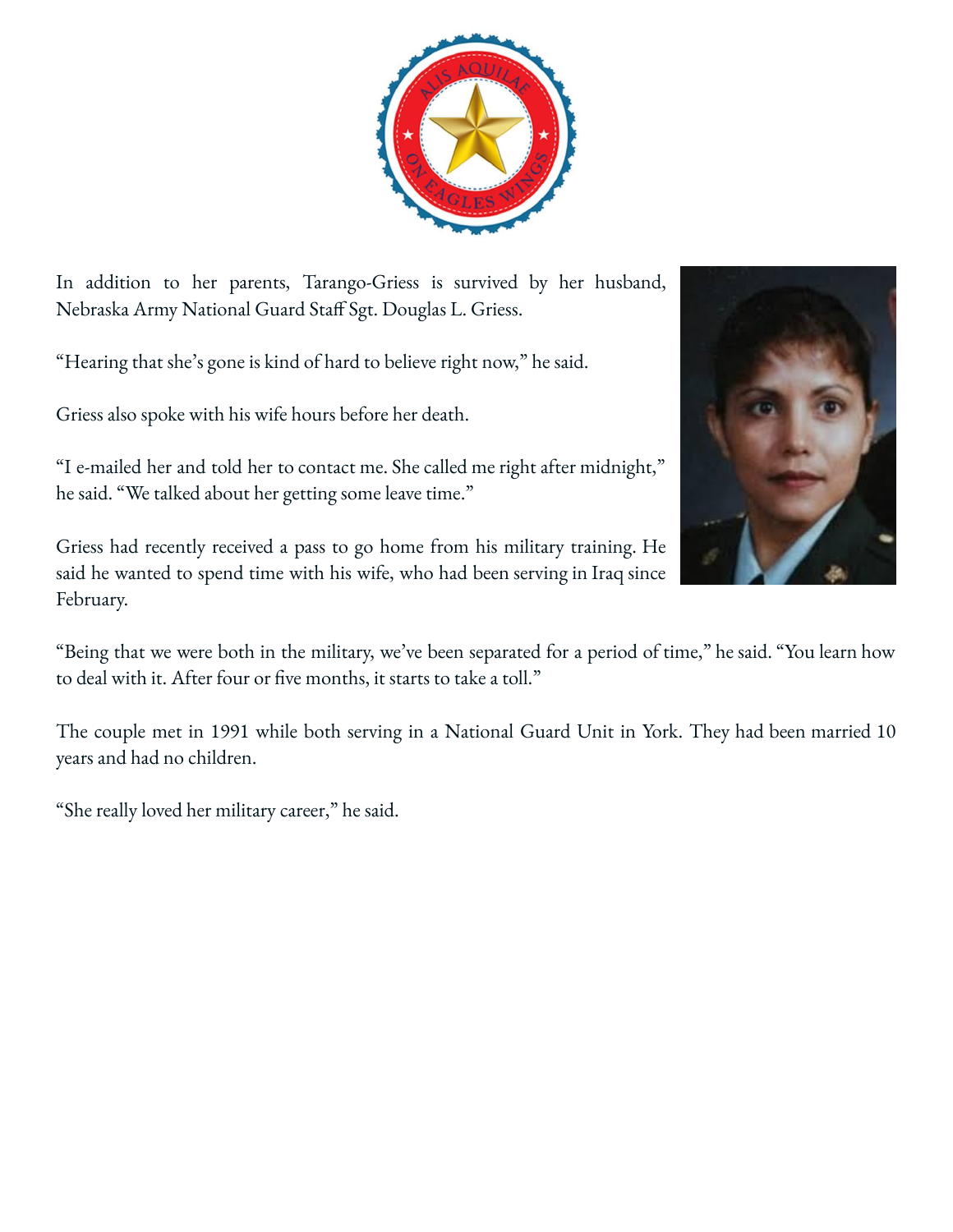In addition to her parents, Tarango-Griess is survived by her husband, Nebraska Army National Guard Staff Sgt. Douglas L. Griess.

"Hearing that she's gone is kind of hard to believe right now," he said.

Griess also spoke with his wife hours before her death.

"I e-mailed her and told her to contact me. She called me right after midnight," he said. "We talked about her getting some leave time."

Griess had recently received a pass to go home from his military training. He said he wanted to spend time with his wife, who had been serving in Iraq since February.

"Being that we were both in the military, we've been separated for a period of time," he said. "You learn how to deal with it. After four or five months, it starts to take a toll."

The couple met in 1991 while both serving in a National Guard Unit in York. They had been married 10 years and had no children.

"She really loved her military career," he said.